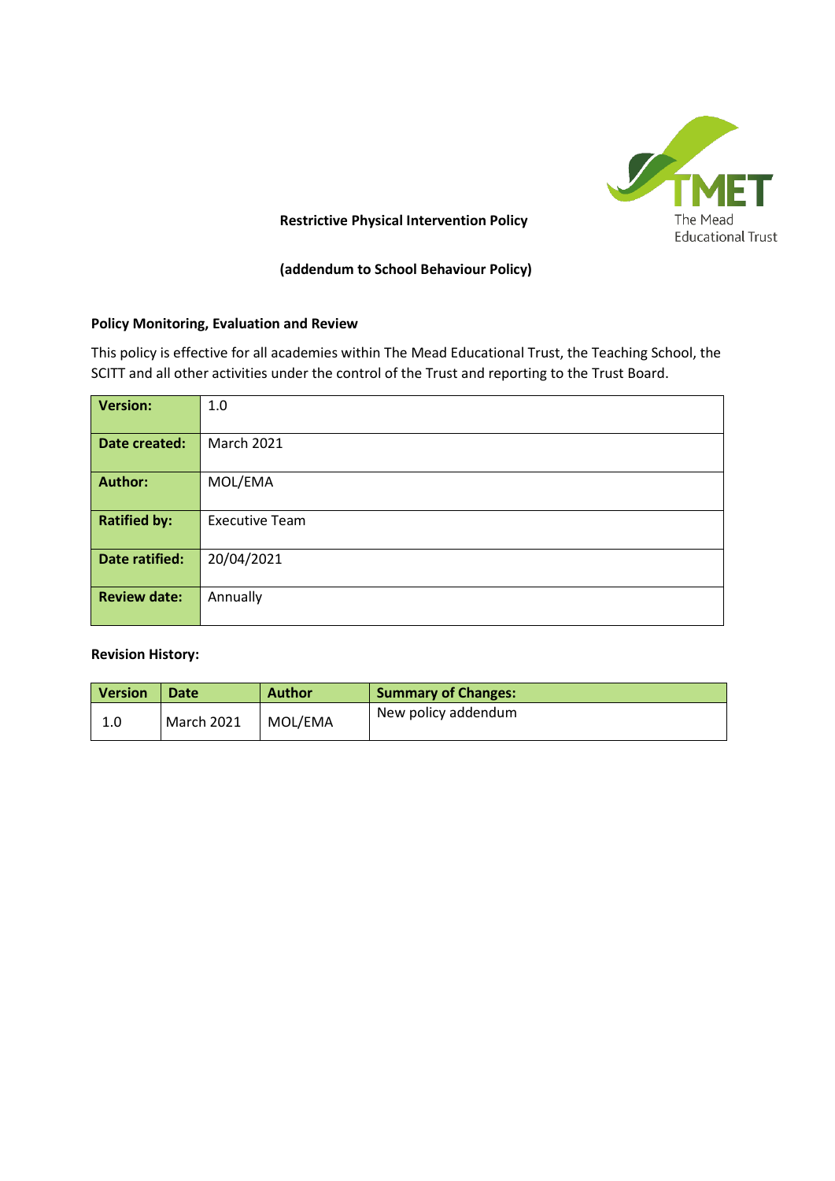# Restrictive Physical Intervention Policy

## (addendum to School Behaviour Policy)

### Policy Monitoring, Evaluation and Review

This policy is effective for all academies within The Mead Educational Trust, the Teaching School, the SCITT and all other activities under the control of the Trust and reporting to the Trust Board.

| | |
|---|---|
| **Version:** | 1.0 |
| **Date created:** | March 2021 |
| **Author:** | MOL/EMA |
| **Ratified by:** | Executive Team |
| **Date ratified:** | 20/04/2021 |
| **Review date:** | Annually |

**Revision History:**

| Version | Date | Author | Summary of Changes: |
|---|---|---|---|
| 1.0 | March 2021 | MOL/EMA | New policy addendum |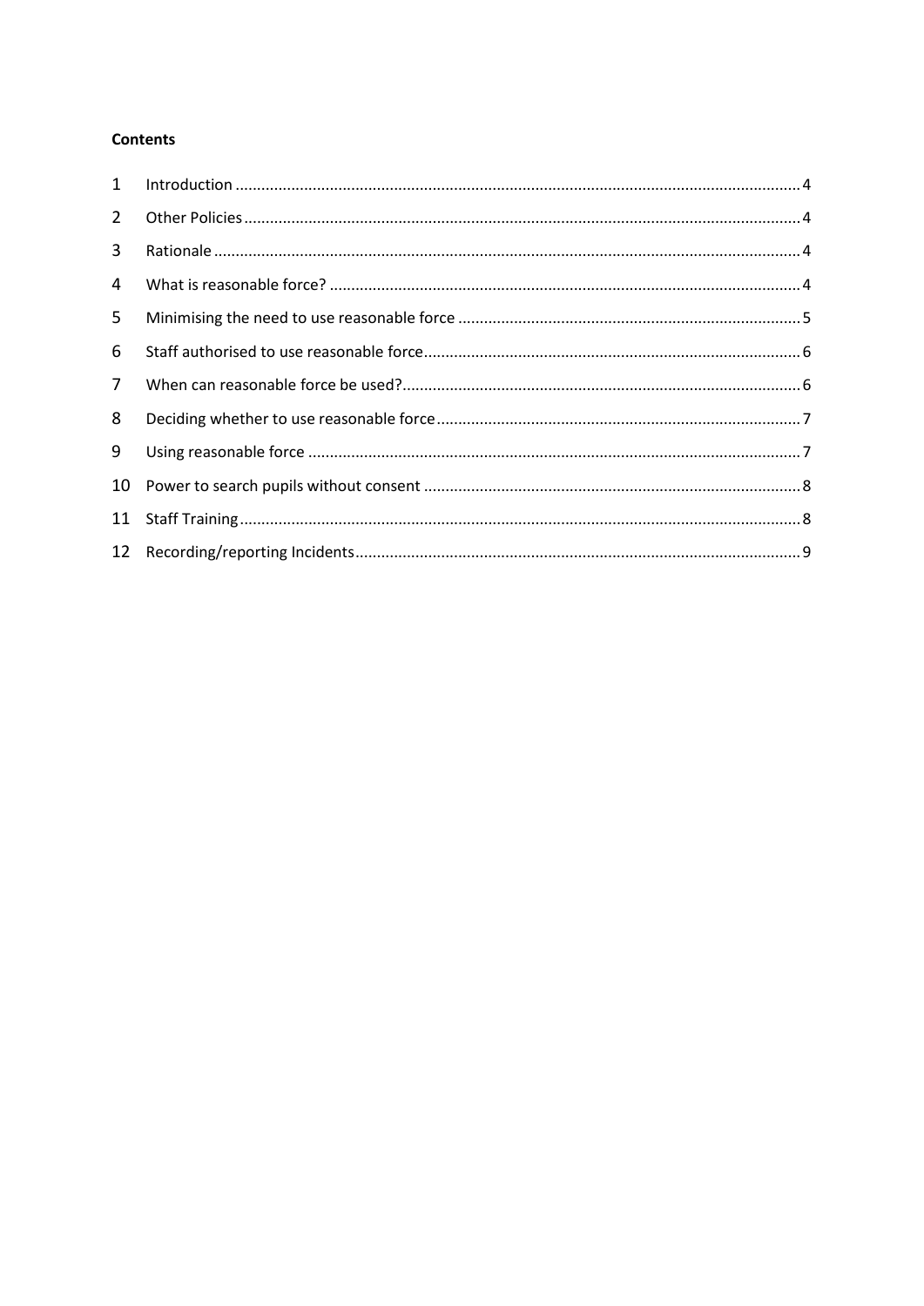**Contents**

| | | |
|---|---|---|
| 1 | Introduction | 4 |
| 2 | Other Policies | 4 |
| 3 | Rationale | 4 |
| 4 | What is reasonable force? | 4 |
| 5 | Minimising the need to use reasonable force | 5 |
| 6 | Staff authorised to use reasonable force | 6 |
| 7 | When can reasonable force be used? | 6 |
| 8 | Deciding whether to use reasonable force | 7 |
| 9 | Using reasonable force | 7 |
| 10 | Power to search pupils without consent | 8 |
| 11 | Staff Training | 8 |
| 12 | Recording/reporting Incidents | 9 |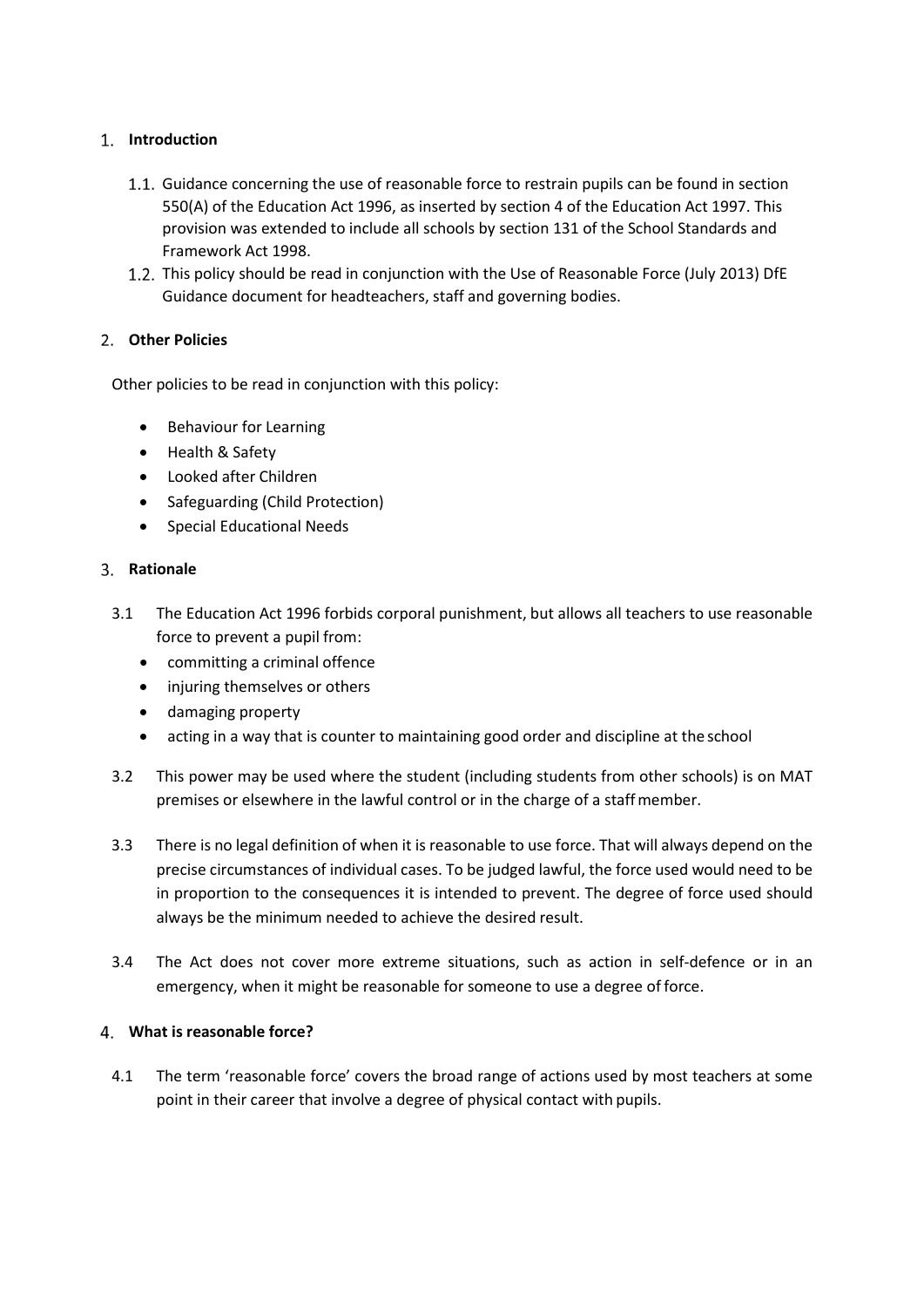## 1. Introduction

1.1. Guidance concerning the use of reasonable force to restrain pupils can be found in section 550(A) of the Education Act 1996, as inserted by section 4 of the Education Act 1997. This provision was extended to include all schools by section 131 of the School Standards and Framework Act 1998.

1.2. This policy should be read in conjunction with the Use of Reasonable Force (July 2013) DfE Guidance document for headteachers, staff and governing bodies.

## 2. Other Policies

Other policies to be read in conjunction with this policy:

- Behaviour for Learning
- Health & Safety
- Looked after Children
- Safeguarding (Child Protection)
- Special Educational Needs

## 3. Rationale

3.1 The Education Act 1996 forbids corporal punishment, but allows all teachers to use reasonable force to prevent a pupil from:

- committing a criminal offence
- injuring themselves or others
- damaging property
- acting in a way that is counter to maintaining good order and discipline at the school

3.2 This power may be used where the student (including students from other schools) is on MAT premises or elsewhere in the lawful control or in the charge of a staff member.

3.3 There is no legal definition of when it is reasonable to use force. That will always depend on the precise circumstances of individual cases. To be judged lawful, the force used would need to be in proportion to the consequences it is intended to prevent. The degree of force used should always be the minimum needed to achieve the desired result.

3.4 The Act does not cover more extreme situations, such as action in self-defence or in an emergency, when it might be reasonable for someone to use a degree of force.

## 4. What is reasonable force?

4.1 The term 'reasonable force' covers the broad range of actions used by most teachers at some point in their career that involve a degree of physical contact with pupils.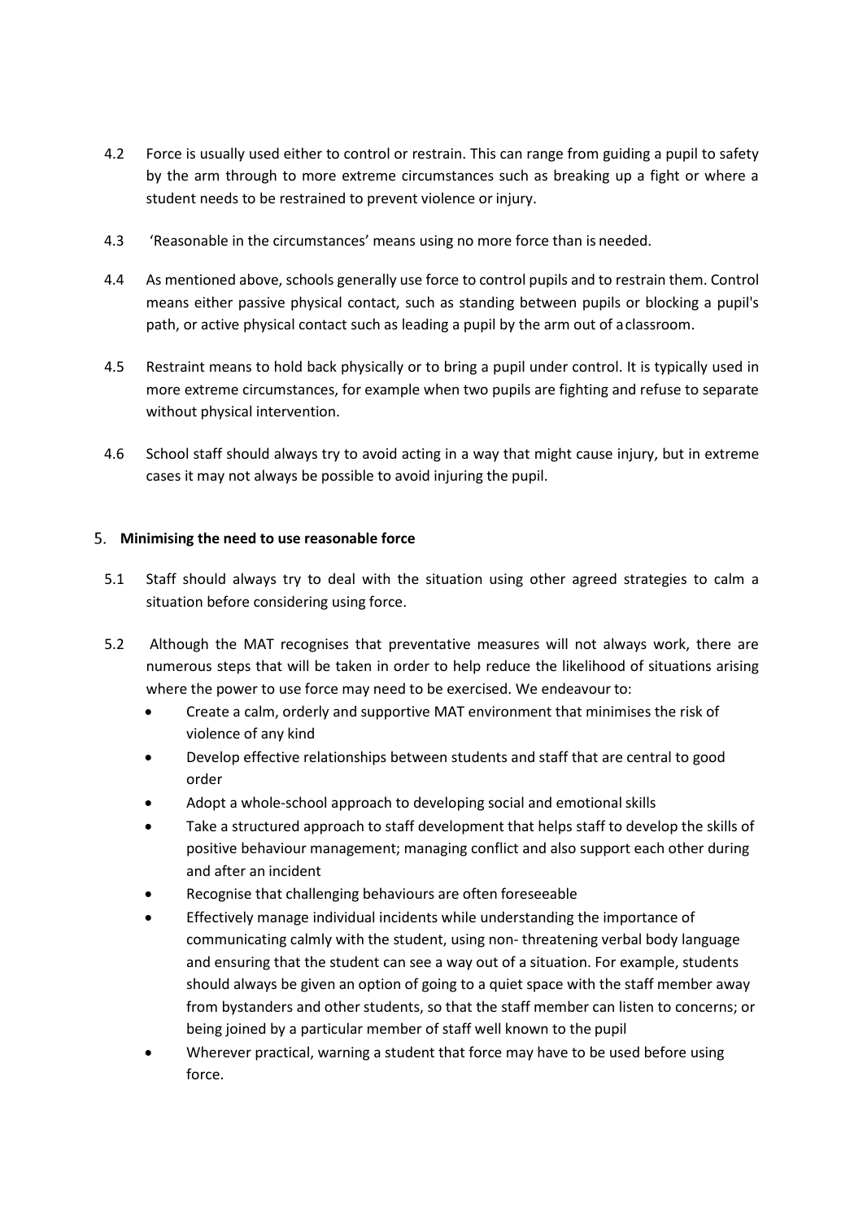4.2 Force is usually used either to control or restrain. This can range from guiding a pupil to safety by the arm through to more extreme circumstances such as breaking up a fight or where a student needs to be restrained to prevent violence or injury.

4.3 'Reasonable in the circumstances' means using no more force than is needed.

4.4 As mentioned above, schools generally use force to control pupils and to restrain them. Control means either passive physical contact, such as standing between pupils or blocking a pupil's path, or active physical contact such as leading a pupil by the arm out of a classroom.

4.5 Restraint means to hold back physically or to bring a pupil under control. It is typically used in more extreme circumstances, for example when two pupils are fighting and refuse to separate without physical intervention.

4.6 School staff should always try to avoid acting in a way that might cause injury, but in extreme cases it may not always be possible to avoid injuring the pupil.

## 5. Minimising the need to use reasonable force

5.1 Staff should always try to deal with the situation using other agreed strategies to calm a situation before considering using force.

5.2 Although the MAT recognises that preventative measures will not always work, there are numerous steps that will be taken in order to help reduce the likelihood of situations arising where the power to use force may need to be exercised. We endeavour to:

- Create a calm, orderly and supportive MAT environment that minimises the risk of violence of any kind
- Develop effective relationships between students and staff that are central to good order
- Adopt a whole-school approach to developing social and emotional skills
- Take a structured approach to staff development that helps staff to develop the skills of positive behaviour management; managing conflict and also support each other during and after an incident
- Recognise that challenging behaviours are often foreseeable
- Effectively manage individual incidents while understanding the importance of communicating calmly with the student, using non- threatening verbal body language and ensuring that the student can see a way out of a situation. For example, students should always be given an option of going to a quiet space with the staff member away from bystanders and other students, so that the staff member can listen to concerns; or being joined by a particular member of staff well known to the pupil
- Wherever practical, warning a student that force may have to be used before using force.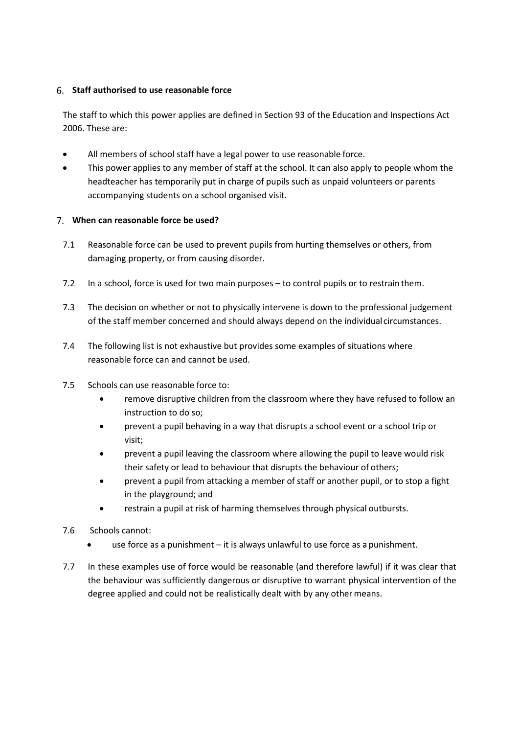## 6. Staff authorised to use reasonable force

The staff to which this power applies are defined in Section 93 of the Education and Inspections Act 2006. These are:

- All members of school staff have a legal power to use reasonable force.
- This power applies to any member of staff at the school. It can also apply to people whom the headteacher has temporarily put in charge of pupils such as unpaid volunteers or parents accompanying students on a school organised visit.

## 7. When can reasonable force be used?

7.1 Reasonable force can be used to prevent pupils from hurting themselves or others, from damaging property, or from causing disorder.

7.2 In a school, force is used for two main purposes – to control pupils or to restrain them.

7.3 The decision on whether or not to physically intervene is down to the professional judgement of the staff member concerned and should always depend on the individual circumstances.

7.4 The following list is not exhaustive but provides some examples of situations where reasonable force can and cannot be used.

7.5 Schools can use reasonable force to:

- remove disruptive children from the classroom where they have refused to follow an instruction to do so;
- prevent a pupil behaving in a way that disrupts a school event or a school trip or visit;
- prevent a pupil leaving the classroom where allowing the pupil to leave would risk their safety or lead to behaviour that disrupts the behaviour of others;
- prevent a pupil from attacking a member of staff or another pupil, or to stop a fight in the playground; and
- restrain a pupil at risk of harming themselves through physical outbursts.

7.6 Schools cannot:

- use force as a punishment – it is always unlawful to use force as a punishment.

7.7 In these examples use of force would be reasonable (and therefore lawful) if it was clear that the behaviour was sufficiently dangerous or disruptive to warrant physical intervention of the degree applied and could not be realistically dealt with by any other means.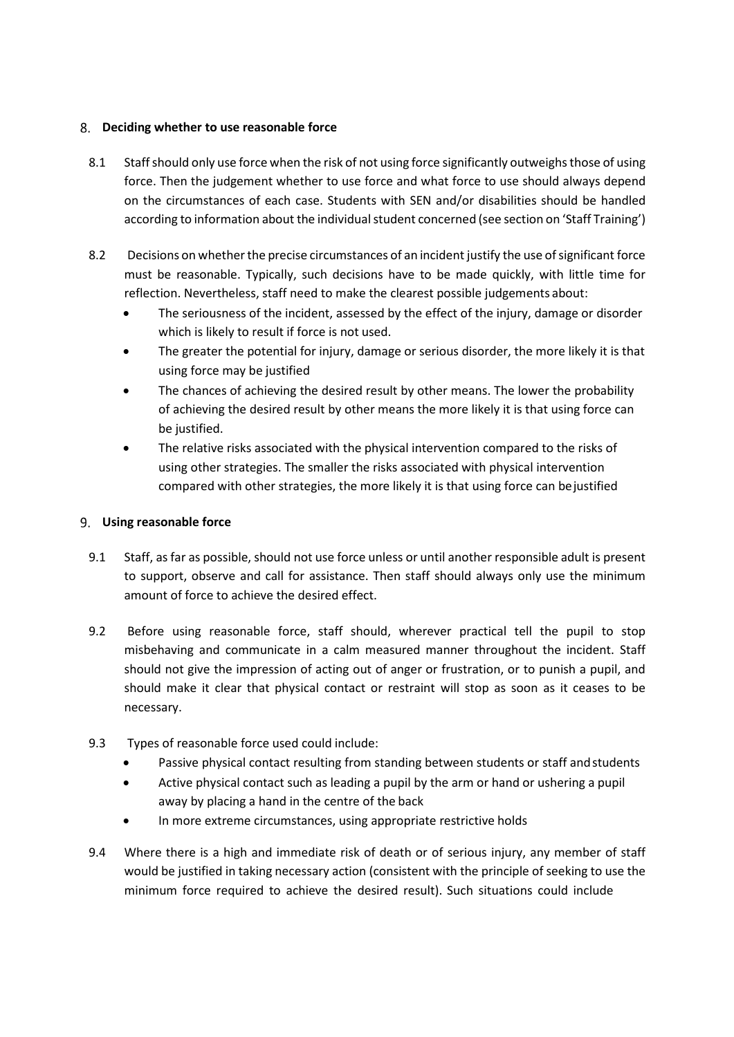## 8. Deciding whether to use reasonable force

8.1 Staff should only use force when the risk of not using force significantly outweighs those of using force. Then the judgement whether to use force and what force to use should always depend on the circumstances of each case. Students with SEN and/or disabilities should be handled according to information about the individual student concerned (see section on 'Staff Training')

8.2 Decisions on whether the precise circumstances of an incident justify the use of significant force must be reasonable. Typically, such decisions have to be made quickly, with little time for reflection. Nevertheless, staff need to make the clearest possible judgements about:

- The seriousness of the incident, assessed by the effect of the injury, damage or disorder which is likely to result if force is not used.
- The greater the potential for injury, damage or serious disorder, the more likely it is that using force may be justified
- The chances of achieving the desired result by other means. The lower the probability of achieving the desired result by other means the more likely it is that using force can be justified.
- The relative risks associated with the physical intervention compared to the risks of using other strategies. The smaller the risks associated with physical intervention compared with other strategies, the more likely it is that using force can be justified

## 9. Using reasonable force

9.1 Staff, as far as possible, should not use force unless or until another responsible adult is present to support, observe and call for assistance. Then staff should always only use the minimum amount of force to achieve the desired effect.

9.2 Before using reasonable force, staff should, wherever practical tell the pupil to stop misbehaving and communicate in a calm measured manner throughout the incident. Staff should not give the impression of acting out of anger or frustration, or to punish a pupil, and should make it clear that physical contact or restraint will stop as soon as it ceases to be necessary.

9.3 Types of reasonable force used could include:

- Passive physical contact resulting from standing between students or staff and students
- Active physical contact such as leading a pupil by the arm or hand or ushering a pupil away by placing a hand in the centre of the back
- In more extreme circumstances, using appropriate restrictive holds

9.4 Where there is a high and immediate risk of death or of serious injury, any member of staff would be justified in taking necessary action (consistent with the principle of seeking to use the minimum force required to achieve the desired result). Such situations could include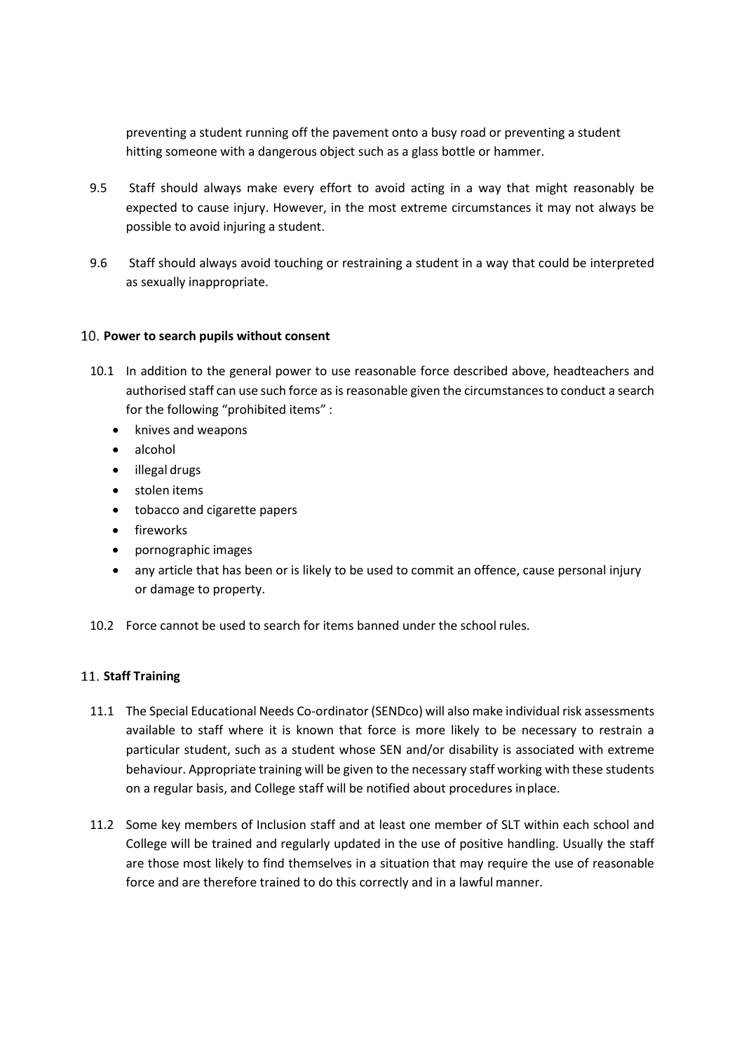preventing a student running off the pavement onto a busy road or preventing a student hitting someone with a dangerous object such as a glass bottle or hammer.

9.5 Staff should always make every effort to avoid acting in a way that might reasonably be expected to cause injury. However, in the most extreme circumstances it may not always be possible to avoid injuring a student.

9.6 Staff should always avoid touching or restraining a student in a way that could be interpreted as sexually inappropriate.

## 10. Power to search pupils without consent

10.1 In addition to the general power to use reasonable force described above, headteachers and authorised staff can use such force as is reasonable given the circumstances to conduct a search for the following "prohibited items" :

- knives and weapons
- alcohol
- illegal drugs
- stolen items
- tobacco and cigarette papers
- fireworks
- pornographic images
- any article that has been or is likely to be used to commit an offence, cause personal injury or damage to property.

10.2 Force cannot be used to search for items banned under the school rules.

## 11. Staff Training

11.1 The Special Educational Needs Co-ordinator (SENDco) will also make individual risk assessments available to staff where it is known that force is more likely to be necessary to restrain a particular student, such as a student whose SEN and/or disability is associated with extreme behaviour. Appropriate training will be given to the necessary staff working with these students on a regular basis, and College staff will be notified about procedures in place.

11.2 Some key members of Inclusion staff and at least one member of SLT within each school and College will be trained and regularly updated in the use of positive handling. Usually the staff are those most likely to find themselves in a situation that may require the use of reasonable force and are therefore trained to do this correctly and in a lawful manner.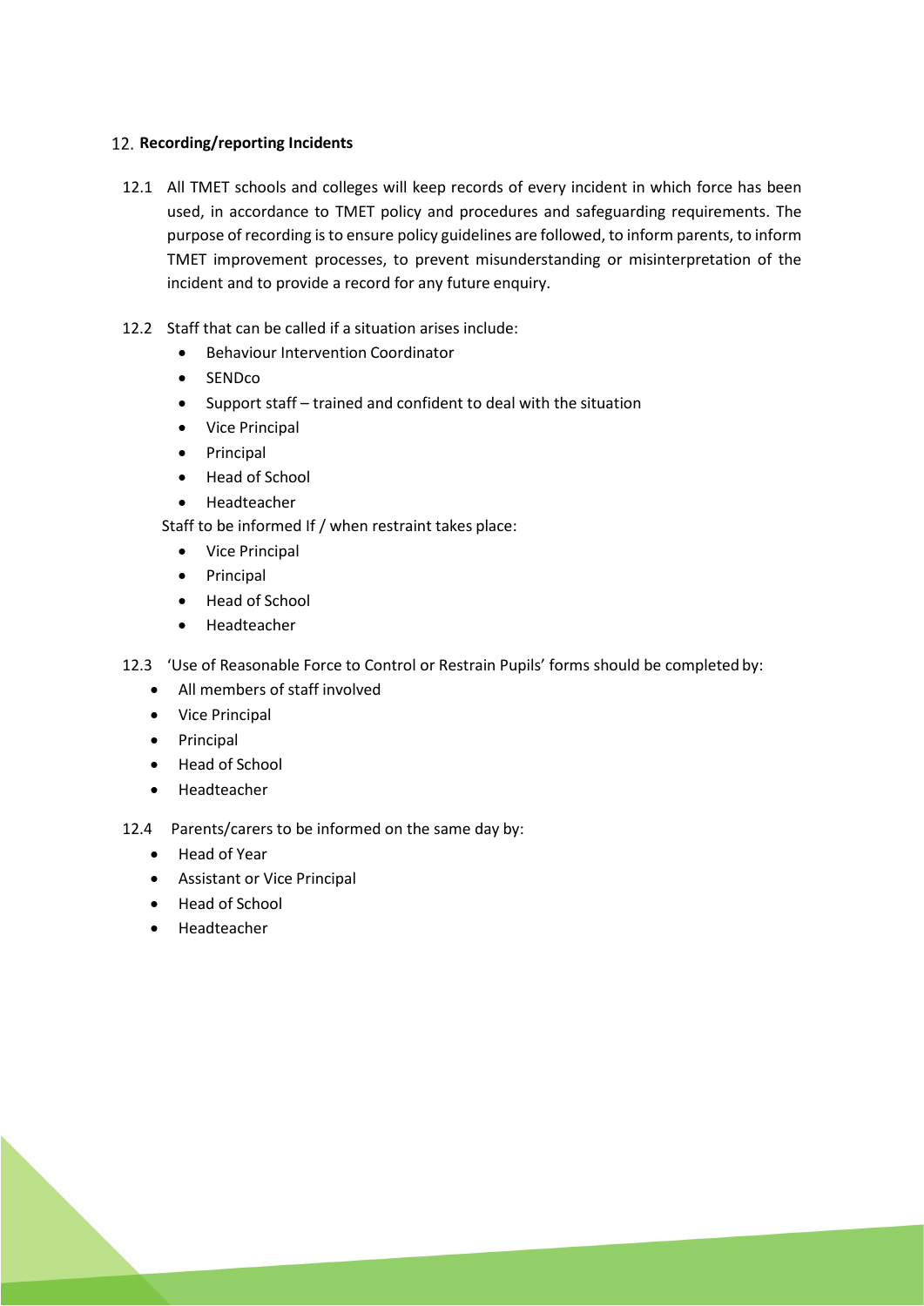## 12. Recording/reporting Incidents

12.1 All TMET schools and colleges will keep records of every incident in which force has been used, in accordance to TMET policy and procedures and safeguarding requirements. The purpose of recording is to ensure policy guidelines are followed, to inform parents, to inform TMET improvement processes, to prevent misunderstanding or misinterpretation of the incident and to provide a record for any future enquiry.

12.2 Staff that can be called if a situation arises include:

- Behaviour Intervention Coordinator
- SENDco
- Support staff – trained and confident to deal with the situation
- Vice Principal
- Principal
- Head of School
- Headteacher

Staff to be informed If / when restraint takes place:

- Vice Principal
- Principal
- Head of School
- Headteacher

12.3 'Use of Reasonable Force to Control or Restrain Pupils' forms should be completed by:

- All members of staff involved
- Vice Principal
- Principal
- Head of School
- Headteacher

12.4 Parents/carers to be informed on the same day by:

- Head of Year
- Assistant or Vice Principal
- Head of School
- Headteacher